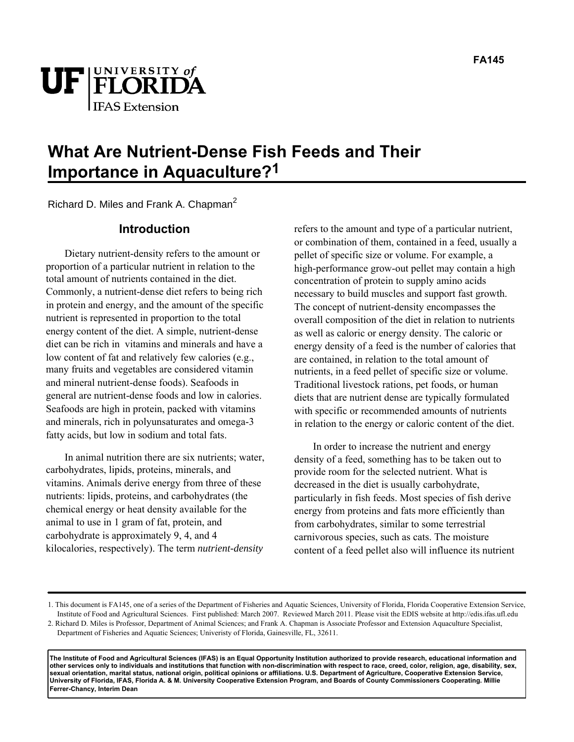FA145

# What Are Nutrient-Dense Fish Feeds and Their Importance in Aquaculture?[1]

Richard D. Miles and Frank A. Chapman[2]

## Introduction

Dietary nutrient-density refers to the amount or proportion of a particular nutrient in relation to the total amount of nutrients contained in the diet. Commonly, a nutrient-dense diet refers to being rich in protein and energy, and the amount of the specific nutrient is represented in proportion to the total energy content of the diet. A simple, nutrient-dense diet can be rich in vitamins and minerals and have a low content of fat and relatively few calories (e.g., many fruits and vegetables are considered vitamin and mineral nutrient-dense foods). Seafoods in general are nutrient-dense foods and low in calories. Seafoods are high in protein, packed with vitamins and minerals, rich in polyunsaturates and omega-3 fatty acids, but low in sodium and total fats.

In animal nutrition there are six nutrients; water, carbohydrates, lipids, proteins, minerals, and vitamins. Animals derive energy from three of these nutrients: lipids, proteins, and carbohydrates (the chemical energy or heat density available for the animal to use in 1 gram of fat, protein, and carbohydrate is approximately 9, 4, and 4 kilocalories, respectively). The term *nutrient-density* refers to the amount and type of a particular nutrient, or combination of them, contained in a feed, usually a pellet of specific size or volume. For example, a high-performance grow-out pellet may contain a high concentration of protein to supply amino acids necessary to build muscles and support fast growth. The concept of nutrient-density encompasses the overall composition of the diet in relation to nutrients as well as caloric or energy density. The caloric or energy density of a feed is the number of calories that are contained, in relation to the total amount of nutrients, in a feed pellet of specific size or volume. Traditional livestock rations, pet foods, or human diets that are nutrient dense are typically formulated with specific or recommended amounts of nutrients in relation to the energy or caloric content of the diet.

In order to increase the nutrient and energy density of a feed, something has to be taken out to provide room for the selected nutrient. What is decreased in the diet is usually carbohydrate, particularly in fish feeds. Most species of fish derive energy from proteins and fats more efficiently than from carbohydrates, similar to some terrestrial carnivorous species, such as cats. The moisture content of a feed pellet also will influence its nutrient

---

1. This document is FA145, one of a series of the Department of Fisheries and Aquatic Sciences, University of Florida, Florida Cooperative Extension Service, Institute of Food and Agricultural Sciences. First published: March 2007. Reviewed March 2011. Please visit the EDIS website at http://edis.ifas.ufl.edu
2. Richard D. Miles is Professor, Department of Animal Sciences; and Frank A. Chapman is Associate Professor and Extension Aquaculture Specialist, Department of Fisheries and Aquatic Sciences; Univeristy of Florida, Gainesville, FL, 32611.

**The Institute of Food and Agricultural Sciences (IFAS) is an Equal Opportunity Institution authorized to provide research, educational information and other services only to individuals and institutions that function with non-discrimination with respect to race, creed, color, religion, age, disability, sex, sexual orientation, marital status, national origin, political opinions or affiliations. U.S. Department of Agriculture, Cooperative Extension Service, University of Florida, IFAS, Florida A. & M. University Cooperative Extension Program, and Boards of County Commissioners Cooperating. Millie Ferrer-Chancy, Interim Dean**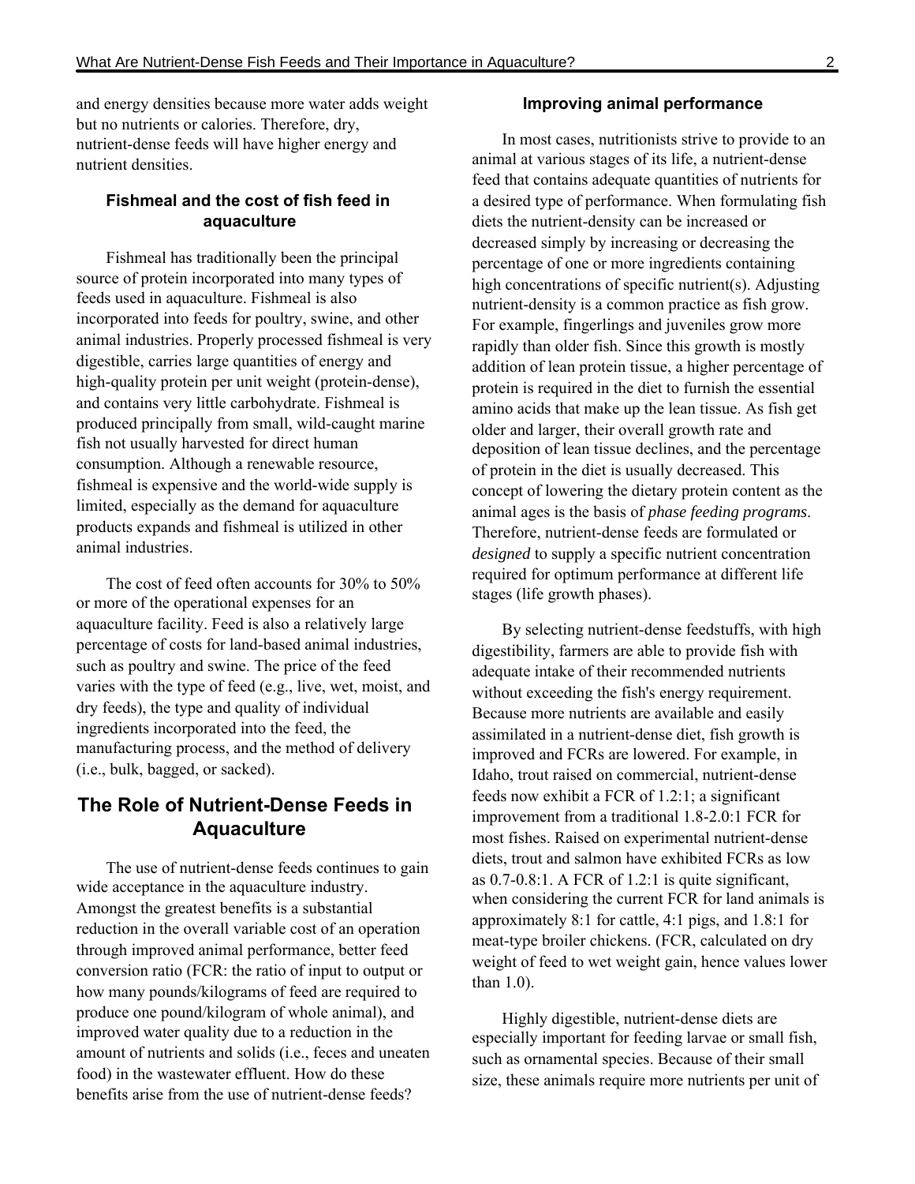and energy densities because more water adds weight but no nutrients or calories. Therefore, dry, nutrient-dense feeds will have higher energy and nutrient densities.

### Fishmeal and the cost of fish feed in aquaculture

Fishmeal has traditionally been the principal source of protein incorporated into many types of feeds used in aquaculture. Fishmeal is also incorporated into feeds for poultry, swine, and other animal industries. Properly processed fishmeal is very digestible, carries large quantities of energy and high-quality protein per unit weight (protein-dense), and contains very little carbohydrate. Fishmeal is produced principally from small, wild-caught marine fish not usually harvested for direct human consumption. Although a renewable resource, fishmeal is expensive and the world-wide supply is limited, especially as the demand for aquaculture products expands and fishmeal is utilized in other animal industries.

The cost of feed often accounts for 30% to 50% or more of the operational expenses for an aquaculture facility. Feed is also a relatively large percentage of costs for land-based animal industries, such as poultry and swine. The price of the feed varies with the type of feed (e.g., live, wet, moist, and dry feeds), the type and quality of individual ingredients incorporated into the feed, the manufacturing process, and the method of delivery (i.e., bulk, bagged, or sacked).

## The Role of Nutrient-Dense Feeds in Aquaculture

The use of nutrient-dense feeds continues to gain wide acceptance in the aquaculture industry. Amongst the greatest benefits is a substantial reduction in the overall variable cost of an operation through improved animal performance, better feed conversion ratio (FCR: the ratio of input to output or how many pounds/kilograms of feed are required to produce one pound/kilogram of whole animal), and improved water quality due to a reduction in the amount of nutrients and solids (i.e., feces and uneaten food) in the wastewater effluent. How do these benefits arise from the use of nutrient-dense feeds?

### Improving animal performance

In most cases, nutritionists strive to provide to an animal at various stages of its life, a nutrient-dense feed that contains adequate quantities of nutrients for a desired type of performance. When formulating fish diets the nutrient-density can be increased or decreased simply by increasing or decreasing the percentage of one or more ingredients containing high concentrations of specific nutrient(s). Adjusting nutrient-density is a common practice as fish grow. For example, fingerlings and juveniles grow more rapidly than older fish. Since this growth is mostly addition of lean protein tissue, a higher percentage of protein is required in the diet to furnish the essential amino acids that make up the lean tissue. As fish get older and larger, their overall growth rate and deposition of lean tissue declines, and the percentage of protein in the diet is usually decreased. This concept of lowering the dietary protein content as the animal ages is the basis of *phase feeding programs*. Therefore, nutrient-dense feeds are formulated or *designed* to supply a specific nutrient concentration required for optimum performance at different life stages (life growth phases).

By selecting nutrient-dense feedstuffs, with high digestibility, farmers are able to provide fish with adequate intake of their recommended nutrients without exceeding the fish's energy requirement. Because more nutrients are available and easily assimilated in a nutrient-dense diet, fish growth is improved and FCRs are lowered. For example, in Idaho, trout raised on commercial, nutrient-dense feeds now exhibit a FCR of 1.2:1; a significant improvement from a traditional 1.8-2.0:1 FCR for most fishes. Raised on experimental nutrient-dense diets, trout and salmon have exhibited FCRs as low as 0.7-0.8:1. A FCR of 1.2:1 is quite significant, when considering the current FCR for land animals is approximately 8:1 for cattle, 4:1 pigs, and 1.8:1 for meat-type broiler chickens. (FCR, calculated on dry weight of feed to wet weight gain, hence values lower than 1.0).

Highly digestible, nutrient-dense diets are especially important for feeding larvae or small fish, such as ornamental species. Because of their small size, these animals require more nutrients per unit of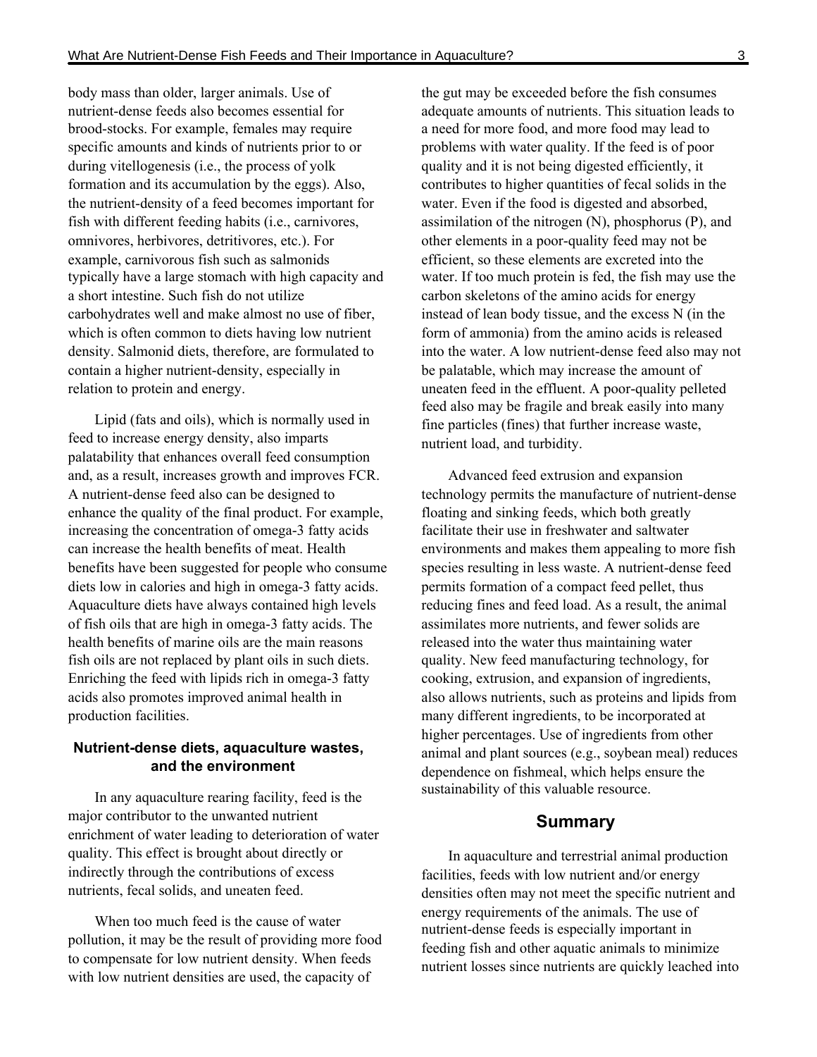body mass than older, larger animals. Use of nutrient-dense feeds also becomes essential for brood-stocks. For example, females may require specific amounts and kinds of nutrients prior to or during vitellogenesis (i.e., the process of yolk formation and its accumulation by the eggs). Also, the nutrient-density of a feed becomes important for fish with different feeding habits (i.e., carnivores, omnivores, herbivores, detritivores, etc.). For example, carnivorous fish such as salmonids typically have a large stomach with high capacity and a short intestine. Such fish do not utilize carbohydrates well and make almost no use of fiber, which is often common to diets having low nutrient density. Salmonid diets, therefore, are formulated to contain a higher nutrient-density, especially in relation to protein and energy.

Lipid (fats and oils), which is normally used in feed to increase energy density, also imparts palatability that enhances overall feed consumption and, as a result, increases growth and improves FCR. A nutrient-dense feed also can be designed to enhance the quality of the final product. For example, increasing the concentration of omega-3 fatty acids can increase the health benefits of meat. Health benefits have been suggested for people who consume diets low in calories and high in omega-3 fatty acids. Aquaculture diets have always contained high levels of fish oils that are high in omega-3 fatty acids. The health benefits of marine oils are the main reasons fish oils are not replaced by plant oils in such diets. Enriching the feed with lipids rich in omega-3 fatty acids also promotes improved animal health in production facilities.

### Nutrient-dense diets, aquaculture wastes, and the environment

In any aquaculture rearing facility, feed is the major contributor to the unwanted nutrient enrichment of water leading to deterioration of water quality. This effect is brought about directly or indirectly through the contributions of excess nutrients, fecal solids, and uneaten feed.

When too much feed is the cause of water pollution, it may be the result of providing more food to compensate for low nutrient density. When feeds with low nutrient densities are used, the capacity of the gut may be exceeded before the fish consumes adequate amounts of nutrients. This situation leads to a need for more food, and more food may lead to problems with water quality. If the feed is of poor quality and it is not being digested efficiently, it contributes to higher quantities of fecal solids in the water. Even if the food is digested and absorbed, assimilation of the nitrogen (N), phosphorus (P), and other elements in a poor-quality feed may not be efficient, so these elements are excreted into the water. If too much protein is fed, the fish may use the carbon skeletons of the amino acids for energy instead of lean body tissue, and the excess N (in the form of ammonia) from the amino acids is released into the water. A low nutrient-dense feed also may not be palatable, which may increase the amount of uneaten feed in the effluent. A poor-quality pelleted feed also may be fragile and break easily into many fine particles (fines) that further increase waste, nutrient load, and turbidity.

Advanced feed extrusion and expansion technology permits the manufacture of nutrient-dense floating and sinking feeds, which both greatly facilitate their use in freshwater and saltwater environments and makes them appealing to more fish species resulting in less waste. A nutrient-dense feed permits formation of a compact feed pellet, thus reducing fines and feed load. As a result, the animal assimilates more nutrients, and fewer solids are released into the water thus maintaining water quality. New feed manufacturing technology, for cooking, extrusion, and expansion of ingredients, also allows nutrients, such as proteins and lipids from many different ingredients, to be incorporated at higher percentages. Use of ingredients from other animal and plant sources (e.g., soybean meal) reduces dependence on fishmeal, which helps ensure the sustainability of this valuable resource.

## Summary

In aquaculture and terrestrial animal production facilities, feeds with low nutrient and/or energy densities often may not meet the specific nutrient and energy requirements of the animals. The use of nutrient-dense feeds is especially important in feeding fish and other aquatic animals to minimize nutrient losses since nutrients are quickly leached into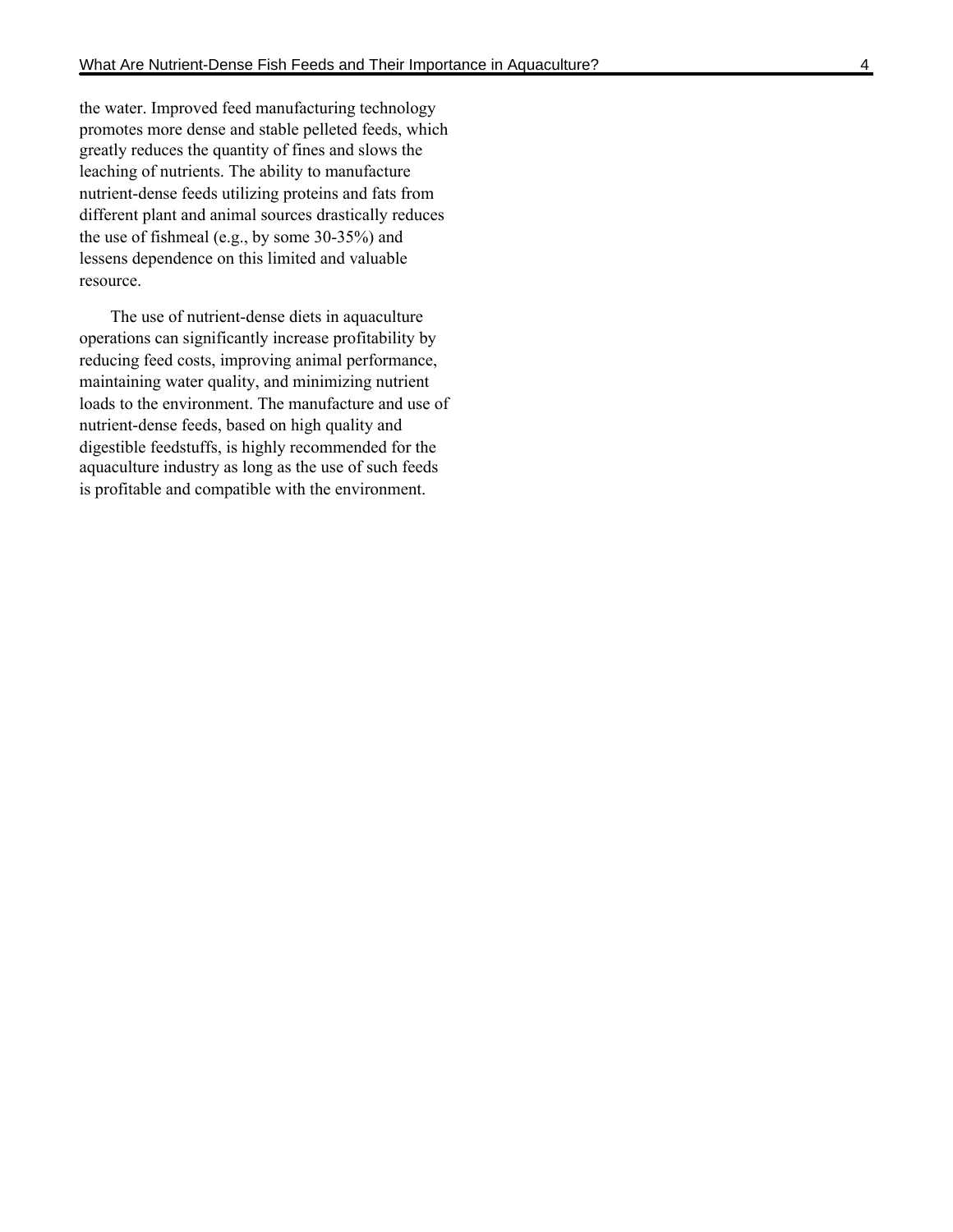the water. Improved feed manufacturing technology promotes more dense and stable pelleted feeds, which greatly reduces the quantity of fines and slows the leaching of nutrients. The ability to manufacture nutrient-dense feeds utilizing proteins and fats from different plant and animal sources drastically reduces the use of fishmeal (e.g., by some 30-35%) and lessens dependence on this limited and valuable resource.

The use of nutrient-dense diets in aquaculture operations can significantly increase profitability by reducing feed costs, improving animal performance, maintaining water quality, and minimizing nutrient loads to the environment. The manufacture and use of nutrient-dense feeds, based on high quality and digestible feedstuffs, is highly recommended for the aquaculture industry as long as the use of such feeds is profitable and compatible with the environment.